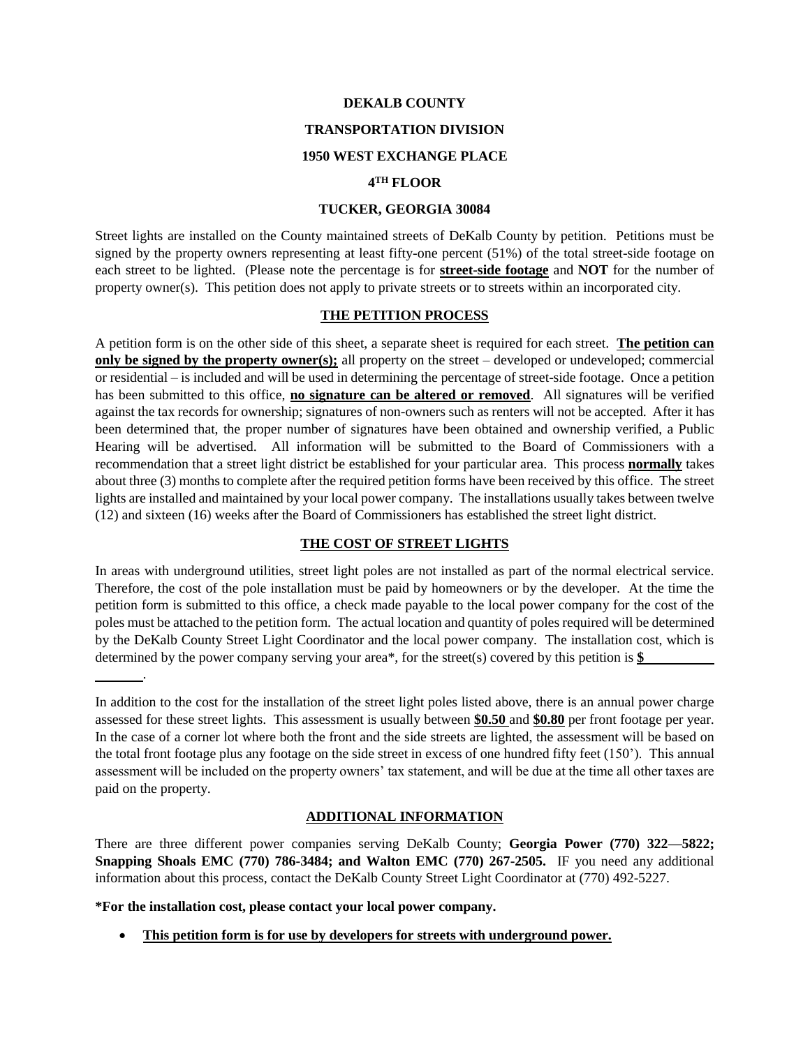**DEKALB COUNTY**

**TRANSPORTATION DIVISION**

**1950 WEST EXCHANGE PLACE**

**4TH FLOOR**

**TUCKER, GEORGIA 30084**

Street lights are installed on the County maintained streets of DeKalb County by petition. Petitions must be signed by the property owners representing at least fifty-one percent (51%) of the total street-side footage on each street to be lighted. (Please note the percentage is for **street-side footage** and **NOT** for the number of property owner(s). This petition does not apply to private streets or to streets within an incorporated city.

## THE PETITION PROCESS

A petition form is on the other side of this sheet, a separate sheet is required for each street. **The petition can only be signed by the property owner(s);** all property on the street – developed or undeveloped; commercial or residential – is included and will be used in determining the percentage of street-side footage. Once a petition has been submitted to this office, **no signature can be altered or removed**. All signatures will be verified against the tax records for ownership; signatures of non-owners such as renters will not be accepted. After it has been determined that, the proper number of signatures have been obtained and ownership verified, a Public Hearing will be advertised. All information will be submitted to the Board of Commissioners with a recommendation that a street light district be established for your particular area. This process **normally** takes about three (3) months to complete after the required petition forms have been received by this office. The street lights are installed and maintained by your local power company. The installations usually takes between twelve (12) and sixteen (16) weeks after the Board of Commissioners has established the street light district.

## THE COST OF STREET LIGHTS

In areas with underground utilities, street light poles are not installed as part of the normal electrical service. Therefore, the cost of the pole installation must be paid by homeowners or by the developer. At the time the petition form is submitted to this office, a check made payable to the local power company for the cost of the poles must be attached to the petition form. The actual location and quantity of poles required will be determined by the DeKalb County Street Light Coordinator and the local power company. The installation cost, which is determined by the power company serving your area*, for the street(s) covered by this petition is **$\_\_\_\_\_\_\_\_\_\_\_\_\_\_\_\_**.

In addition to the cost for the installation of the street light poles listed above, there is an annual power charge assessed for these street lights. This assessment is usually between **$0.50** and **$0.80** per front footage per year. In the case of a corner lot where both the front and the side streets are lighted, the assessment will be based on the total front footage plus any footage on the side street in excess of one hundred fifty feet (150'). This annual assessment will be included on the property owners' tax statement, and will be due at the time all other taxes are paid on the property.

## ADDITIONAL INFORMATION

There are three different power companies serving DeKalb County; **Georgia Power (770) 322—5822; Snapping Shoals EMC (770) 786-3484; and Walton EMC (770) 267-2505.** IF you need any additional information about this process, contact the DeKalb County Street Light Coordinator at (770) 492-5227.

**\*For the installation cost, please contact your local power company.**

- **This petition form is for use by developers for streets with underground power.**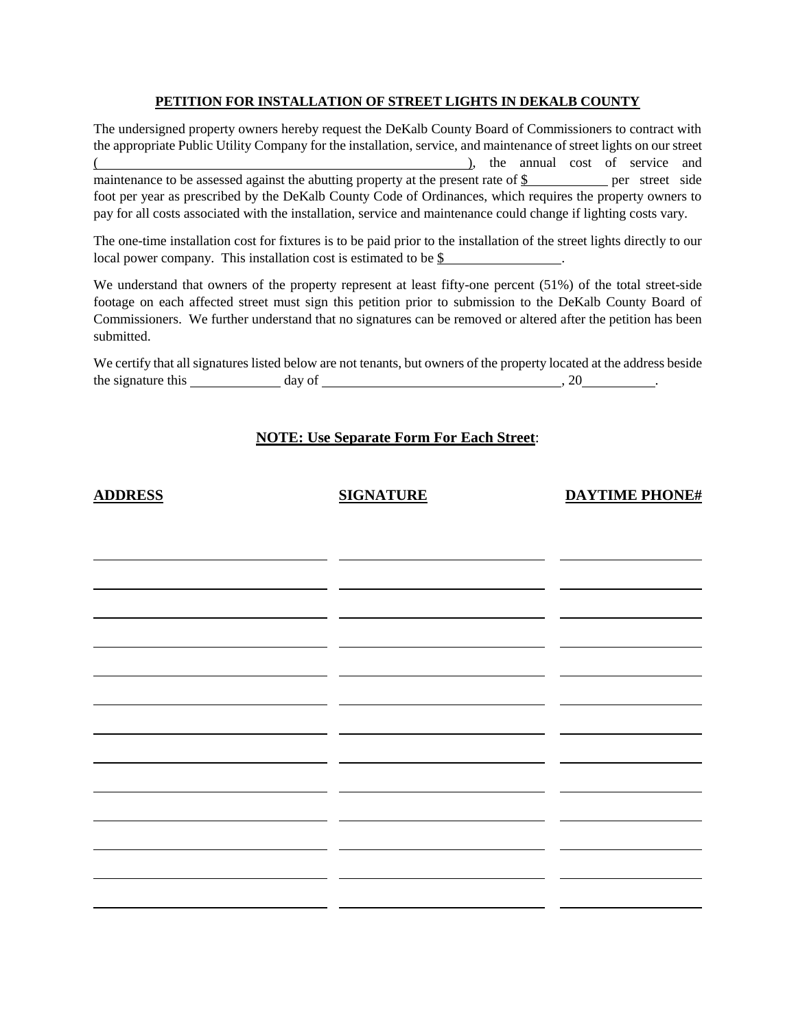**PETITION FOR INSTALLATION OF STREET LIGHTS IN DEKALB COUNTY**

The undersigned property owners hereby request the DeKalb County Board of Commissioners to contract with the appropriate Public Utility Company for the installation, service, and maintenance of street lights on our street (\_\_\_\_\_\_\_\_\_\_\_\_\_\_\_\_\_\_\_\_\_\_\_\_\_\_\_\_\_\_\_\_\_\_\_\_\_\_\_\_\_\_\_\_\_\_\_\_\_\_\_\_), the annual cost of service and maintenance to be assessed against the abutting property at the present rate of $\_\_\_\_\_\_\_\_\_\_\_\_ per street side foot per year as prescribed by the DeKalb County Code of Ordinances, which requires the property owners to pay for all costs associated with the installation, service and maintenance could change if lighting costs vary.

The one-time installation cost for fixtures is to be paid prior to the installation of the street lights directly to our local power company. This installation cost is estimated to be $\_\_\_\_\_\_\_\_\_\_\_\_\_\_\_\_\_\_.

We understand that owners of the property represent at least fifty-one percent (51%) of the total street-side footage on each affected street must sign this petition prior to submission to the DeKalb County Board of Commissioners. We further understand that no signatures can be removed or altered after the petition has been submitted.

We certify that all signatures listed below are not tenants, but owners of the property located at the address beside the signature this \_\_\_\_\_\_\_\_\_\_\_\_\_\_ day of \_\_\_\_\_\_\_\_\_\_\_\_\_\_\_\_\_\_\_\_\_\_\_\_\_\_\_\_\_\_\_\_\_\_\_\_, 20\_\_\_\_\_\_\_\_\_\_\_.

**NOTE: Use Separate Form For Each Street**:

| **ADDRESS** | **SIGNATURE** | **DAYTIME PHONE#** |
|---|---|---|
| | | |
| | | |
| | | |
| | | |
| | | |
| | | |
| | | |
| | | |
| | | |
| | | |
| | | |
| | | |
| | | |